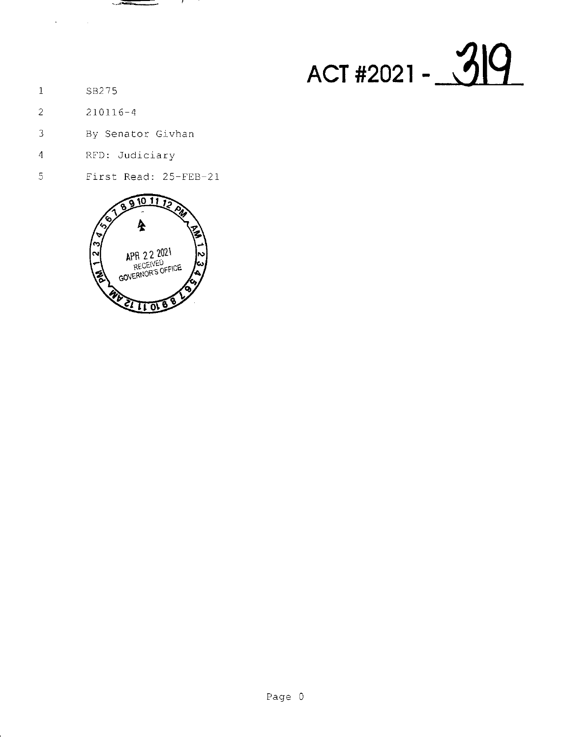# ACT #2021 - 319

SB275

210116-4

By Senator Givhan

RFD: Judiciary

First Read: 25-FEB-21

APR 22 2021
RECEIVED
GOVERNOR'S OFFICE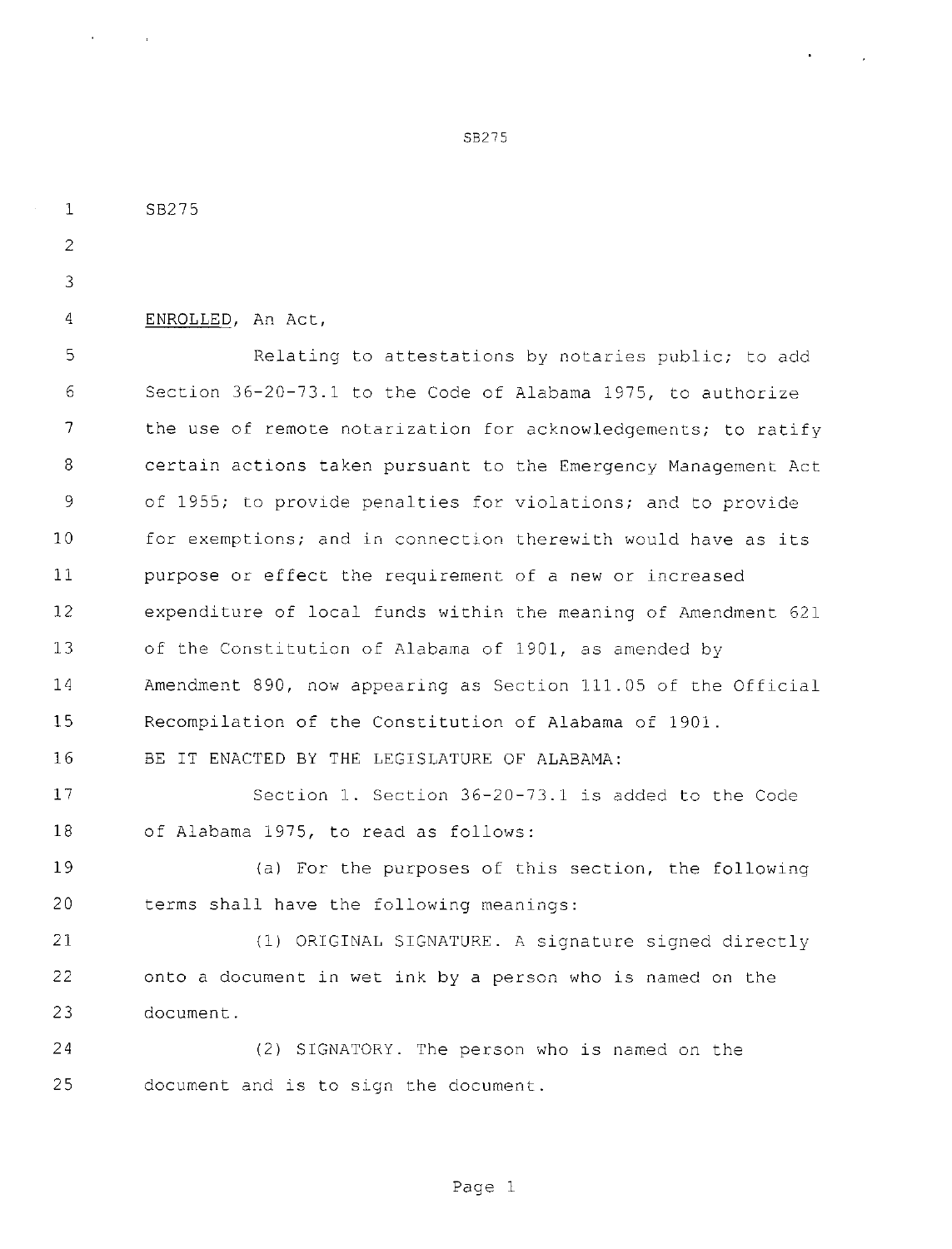SB275

ENROLLED, An Act,

Relating to attestations by notaries public; to add Section 36-20-73.1 to the Code of Alabama 1975, to authorize the use of remote notarization for acknowledgements; to ratify certain actions taken pursuant to the Emergency Management Act of 1955; to provide penalties for violations; and to provide for exemptions; and in connection therewith would have as its purpose or effect the requirement of a new or increased expenditure of local funds within the meaning of Amendment 621 of the Constitution of Alabama of 1901, as amended by Amendment 890, now appearing as Section 111.05 of the Official Recompilation of the Constitution of Alabama of 1901.

BE IT ENACTED BY THE LEGISLATURE OF ALABAMA:

Section 1. Section 36-20-73.1 is added to the Code of Alabama 1975, to read as follows:

(a) For the purposes of this section, the following terms shall have the following meanings:

(1) ORIGINAL SIGNATURE. A signature signed directly onto a document in wet ink by a person who is named on the document.

(2) SIGNATORY. The person who is named on the document and is to sign the document.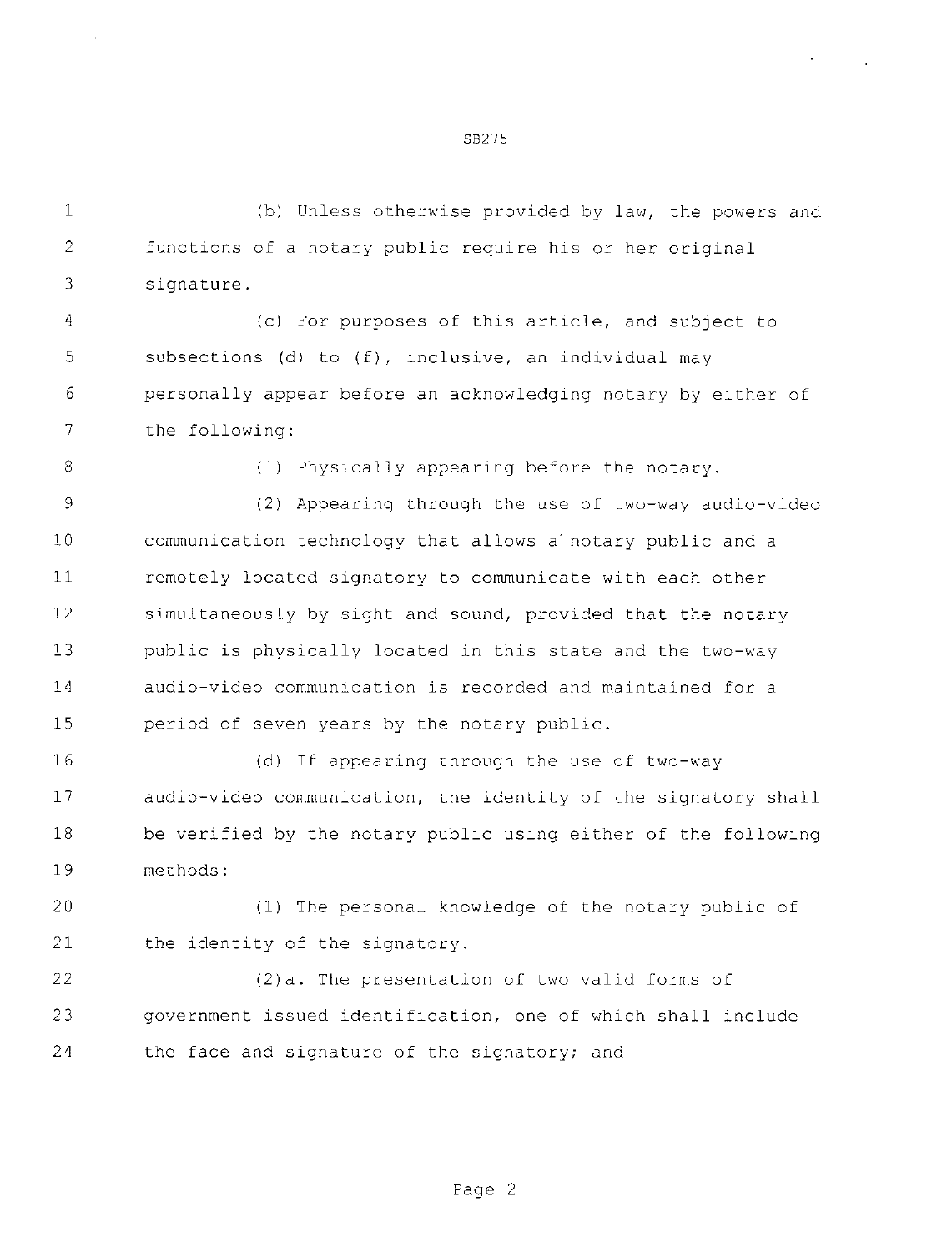(b) Unless otherwise provided by law, the powers and functions of a notary public require his or her original signature.

(c) For purposes of this article, and subject to subsections (d) to (f), inclusive, an individual may personally appear before an acknowledging notary by either of the following:

(1) Physically appearing before the notary.

(2) Appearing through the use of two-way audio-video communication technology that allows a notary public and a remotely located signatory to communicate with each other simultaneously by sight and sound, provided that the notary public is physically located in this state and the two-way audio-video communication is recorded and maintained for a period of seven years by the notary public.

(d) If appearing through the use of two-way audio-video communication, the identity of the signatory shall be verified by the notary public using either of the following methods:

(1) The personal knowledge of the notary public of the identity of the signatory.

(2)a. The presentation of two valid forms of government issued identification, one of which shall include the face and signature of the signatory; and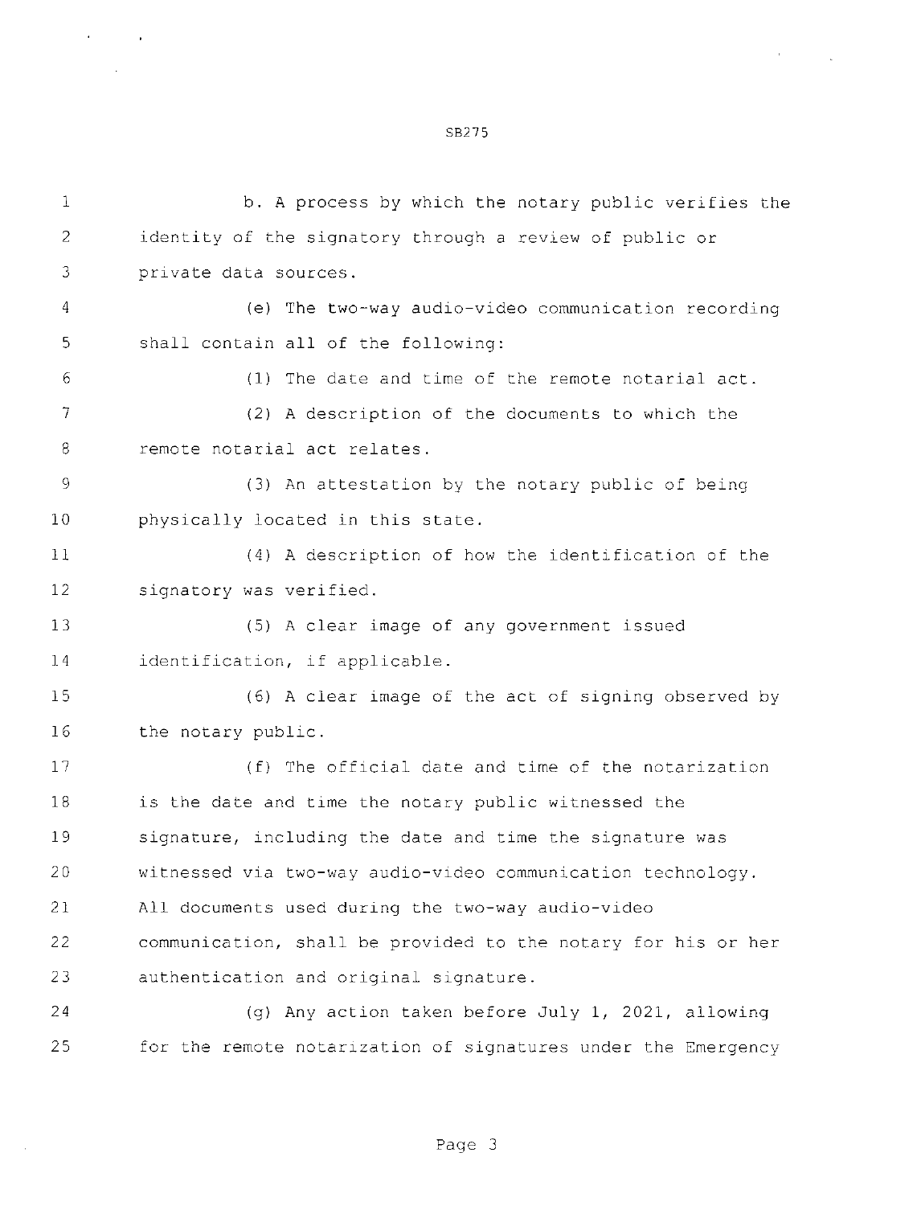b. A process by which the notary public verifies the identity of the signatory through a review of public or private data sources.

(e) The two-way audio-video communication recording shall contain all of the following:

(1) The date and time of the remote notarial act.

(2) A description of the documents to which the remote notarial act relates.

(3) An attestation by the notary public of being physically located in this state.

(4) A description of how the identification of the signatory was verified.

(5) A clear image of any government issued identification, if applicable.

(6) A clear image of the act of signing observed by the notary public.

(f) The official date and time of the notarization is the date and time the notary public witnessed the signature, including the date and time the signature was witnessed via two-way audio-video communication technology. All documents used during the two-way audio-video communication, shall be provided to the notary for his or her authentication and original signature.

(g) Any action taken before July 1, 2021, allowing for the remote notarization of signatures under the Emergency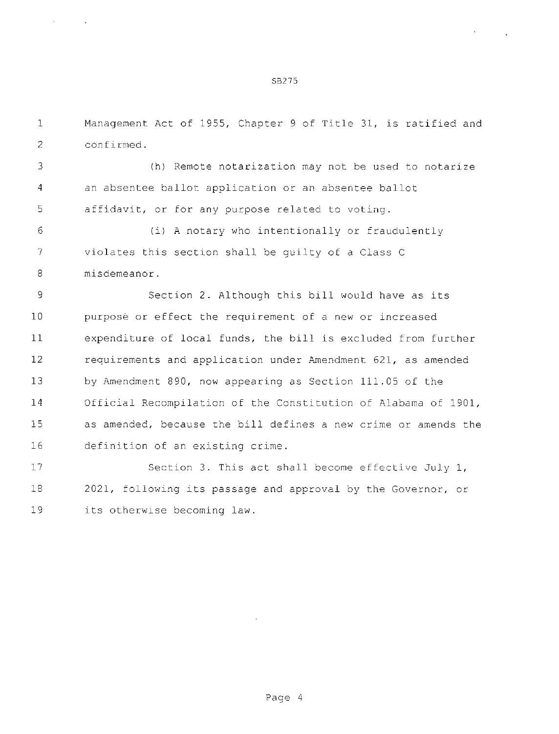Management Act of 1955, Chapter 9 of Title 31, is ratified and confirmed.

(h) Remote notarization may not be used to notarize an absentee ballot application or an absentee ballot affidavit, or for any purpose related to voting.

(i) A notary who intentionally or fraudulently violates this section shall be guilty of a Class C misdemeanor.

Section 2. Although this bill would have as its purpose or effect the requirement of a new or increased expenditure of local funds, the bill is excluded from further requirements and application under Amendment 621, as amended by Amendment 890, now appearing as Section 111.05 of the Official Recompilation of the Constitution of Alabama of 1901, as amended, because the bill defines a new crime or amends the definition of an existing crime.

Section 3. This act shall become effective July 1, 2021, following its passage and approval by the Governor, or its otherwise becoming law.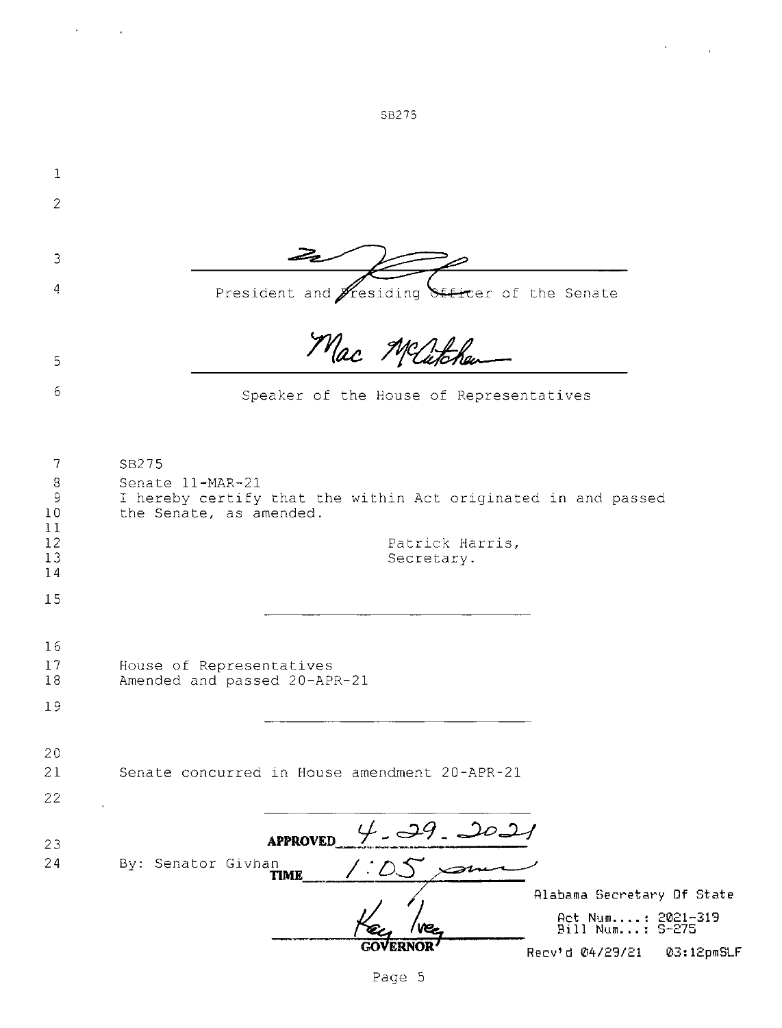President and Presiding Officer of the Senate

Mac McCutcheon

Speaker of the House of Representatives

SB275

Senate 11-MAR-21

I hereby certify that the within Act originated in and passed the Senate, as amended.

Patrick Harris,
Secretary.

House of Representatives

Amended and passed 20-APR-21

Senate concurred in House amendment 20-APR-21

APPROVED 4-29-2021

TIME 1:05 pm

By: Senator Givhan

Kay Ivey

GOVERNOR

Alabama Secretary Of State

Act Num....: 2021-319

Bill Num...: S-275

Recv'd 04/29/21 03:12pmSLF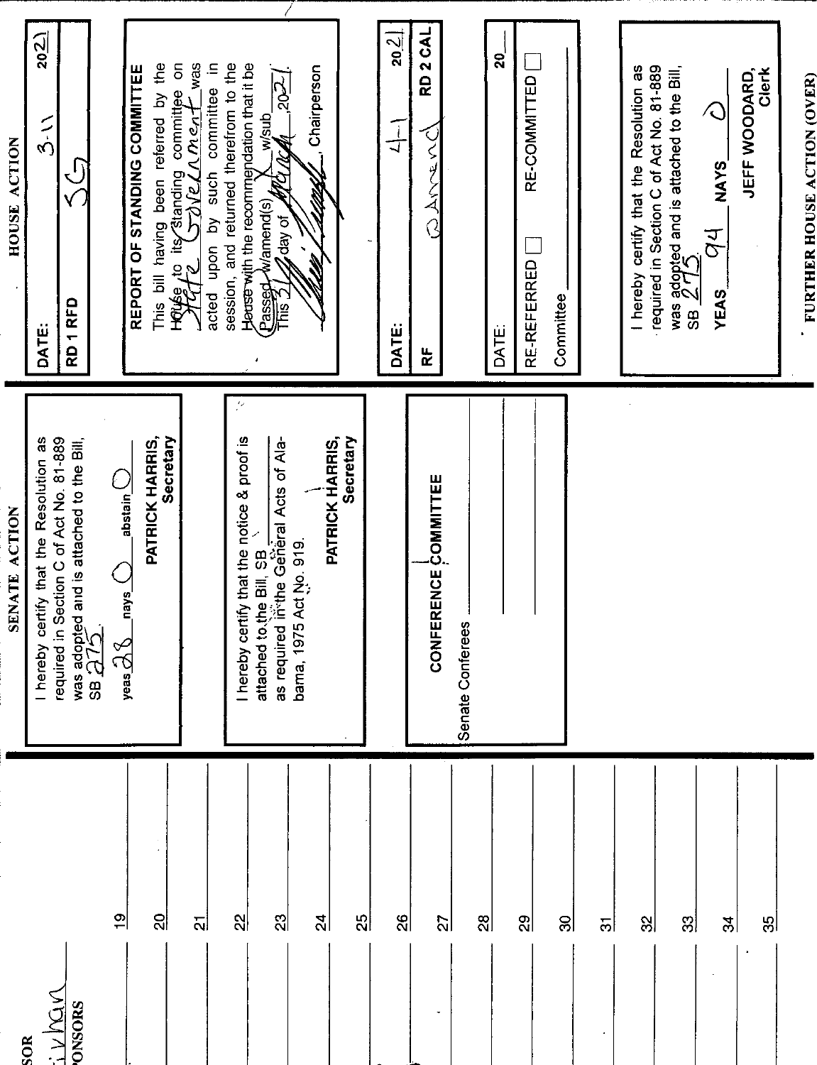SOR

ivhan

PONSORS

19

20

21

22

23

24

25

26

27

28

29

30

31

32

33

34

35

## SENATE ACTION

I hereby certify that the Resolution as required in Section C of Act No. 81-889 was adopted and is attached to the Bill, SB 275.

yeas 28 nays 0 abstain 0

**PATRICK HARRIS, Secretary**

I hereby certify that the notice & proof is attached to the Bill, SB ______ as required in the General Acts of Alabama, 1975 Act No. 919.

**PATRICK HARRIS, Secretary**

**CONFERENCE COMMITTEE**

Senate Conferees ______

## HOUSE ACTION

DATE: 3-11 2021

RD 1 RFD SG

**REPORT OF STANDING COMMITTEE**

This bill having been referred by the House to its standing committee on State Government was acted upon by such committee in session, and returned therefrom to the House with the recommendation that it be Passed w/amend(s) X w/sub ______

This 31 day of March 2021.

______, Chairperson

DATE: 4-1 2021

RF 2 Amend RD 2 CAL

DATE: ______ 20__

RE-REFERRED ☐ RE-COMMITTED ☐

Committee ______

I hereby certify that the Resolution as required in Section C of Act No. 81-889 was adopted and is attached to the Bill, SB 275

YEAS 94 NAYS 0

**JEFF WOODARD, Clerk**

**FURTHER HOUSE ACTION (OVER)**